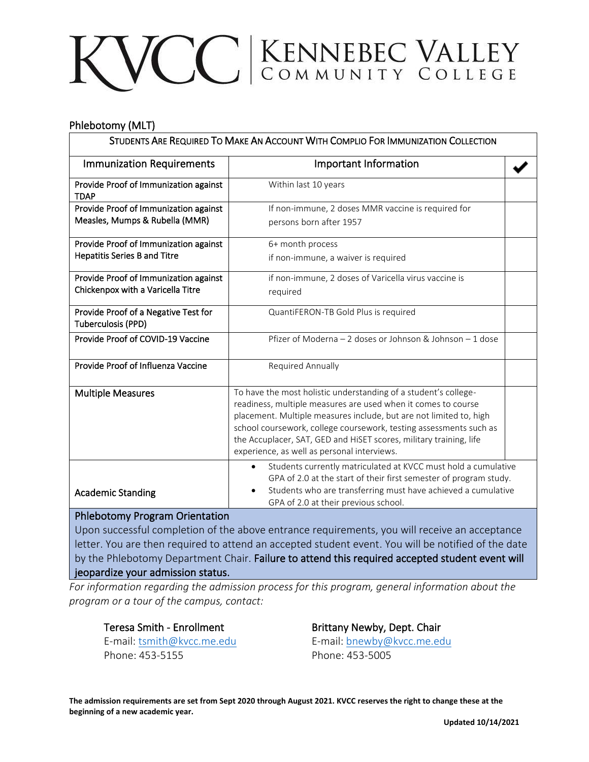# KVCC | KENNEBEC VALLEY COMMUNITY COLLEGE

## Phlebotomy (MLT)

| STUDENTS ARE REQUIRED TO MAKE AN ACCOUNT WITH COMPLIO FOR IMMUNIZATION COLLECTION | | |
|---|---|---|
| **Immunization Requirements** | **Important Information** | ✔ |
| Provide Proof of Immunization against TDAP | Within last 10 years | |
| Provide Proof of Immunization against Measles, Mumps & Rubella (MMR) | If non-immune, 2 doses MMR vaccine is required for persons born after 1957 | |
| Provide Proof of Immunization against Hepatitis Series B and Titre | 6+ month process<br>if non-immune, a waiver is required | |
| Provide Proof of Immunization against Chickenpox with a Varicella Titre | if non-immune, 2 doses of Varicella virus vaccine is required | |
| Provide Proof of a Negative Test for Tuberculosis (PPD) | QuantiFERON-TB Gold Plus is required | |
| Provide Proof of COVID-19 Vaccine | Pfizer of Moderna – 2 doses or Johnson & Johnson – 1 dose | |
| Provide Proof of Influenza Vaccine | Required Annually | |
| Multiple Measures | To have the most holistic understanding of a student's college-readiness, multiple measures are used when it comes to course placement. Multiple measures include, but are not limited to, high school coursework, college coursework, testing assessments such as the Accuplacer, SAT, GED and HiSET scores, military training, life experience, as well as personal interviews. | |
| Academic Standing | • Students currently matriculated at KVCC must hold a cumulative GPA of 2.0 at the start of their first semester of program study.<br>• Students who are transferring must have achieved a cumulative GPA of 2.0 at their previous school. | |

### Phlebotomy Program Orientation

Upon successful completion of the above entrance requirements, you will receive an acceptance letter. You are then required to attend an accepted student event. You will be notified of the date by the Phlebotomy Department Chair. **Failure to attend this required accepted student event will jeopardize your admission status.**

*For information regarding the admission process for this program, general information about the program or a tour of the campus, contact:*

**Teresa Smith - Enrollment**
E-mail: tsmith@kvcc.me.edu
Phone: 453-5155

**Brittany Newby, Dept. Chair**
E-mail: bnewby@kvcc.me.edu
Phone: 453-5005

**The admission requirements are set from Sept 2020 through August 2021. KVCC reserves the right to change these at the beginning of a new academic year.**

**Updated 10/14/2021**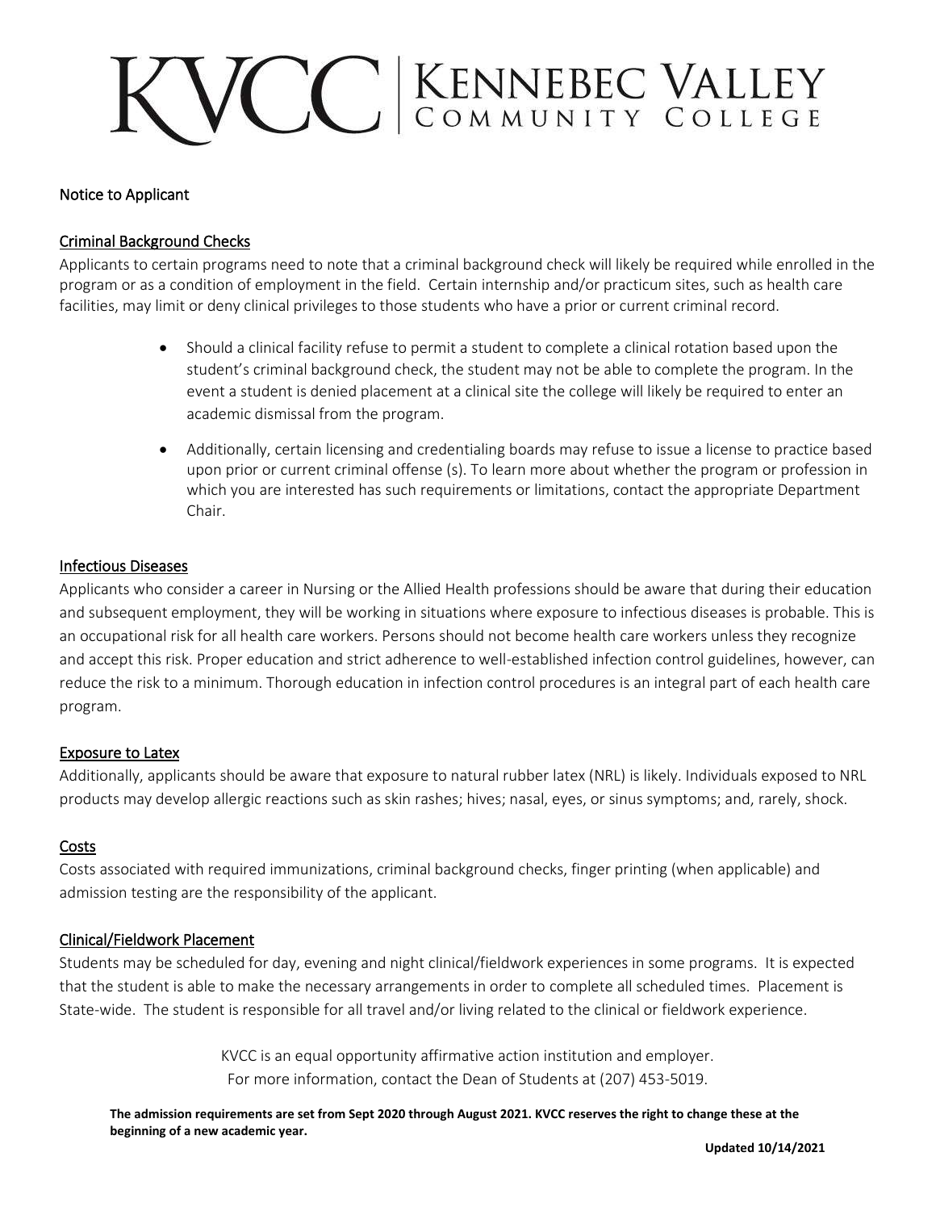# KVCC | KENNEBEC VALLEY COMMUNITY COLLEGE

Notice to Applicant

## Criminal Background Checks

Applicants to certain programs need to note that a criminal background check will likely be required while enrolled in the program or as a condition of employment in the field. Certain internship and/or practicum sites, such as health care facilities, may limit or deny clinical privileges to those students who have a prior or current criminal record.

- Should a clinical facility refuse to permit a student to complete a clinical rotation based upon the student's criminal background check, the student may not be able to complete the program. In the event a student is denied placement at a clinical site the college will likely be required to enter an academic dismissal from the program.
- Additionally, certain licensing and credentialing boards may refuse to issue a license to practice based upon prior or current criminal offense (s). To learn more about whether the program or profession in which you are interested has such requirements or limitations, contact the appropriate Department Chair.

## Infectious Diseases

Applicants who consider a career in Nursing or the Allied Health professions should be aware that during their education and subsequent employment, they will be working in situations where exposure to infectious diseases is probable. This is an occupational risk for all health care workers. Persons should not become health care workers unless they recognize and accept this risk. Proper education and strict adherence to well-established infection control guidelines, however, can reduce the risk to a minimum. Thorough education in infection control procedures is an integral part of each health care program.

## Exposure to Latex

Additionally, applicants should be aware that exposure to natural rubber latex (NRL) is likely. Individuals exposed to NRL products may develop allergic reactions such as skin rashes; hives; nasal, eyes, or sinus symptoms; and, rarely, shock.

## Costs

Costs associated with required immunizations, criminal background checks, finger printing (when applicable) and admission testing are the responsibility of the applicant.

## Clinical/Fieldwork Placement

Students may be scheduled for day, evening and night clinical/fieldwork experiences in some programs. It is expected that the student is able to make the necessary arrangements in order to complete all scheduled times. Placement is State-wide. The student is responsible for all travel and/or living related to the clinical or fieldwork experience.

KVCC is an equal opportunity affirmative action institution and employer.
For more information, contact the Dean of Students at (207) 453-5019.

**The admission requirements are set from Sept 2020 through August 2021. KVCC reserves the right to change these at the beginning of a new academic year.**

**Updated 10/14/2021**